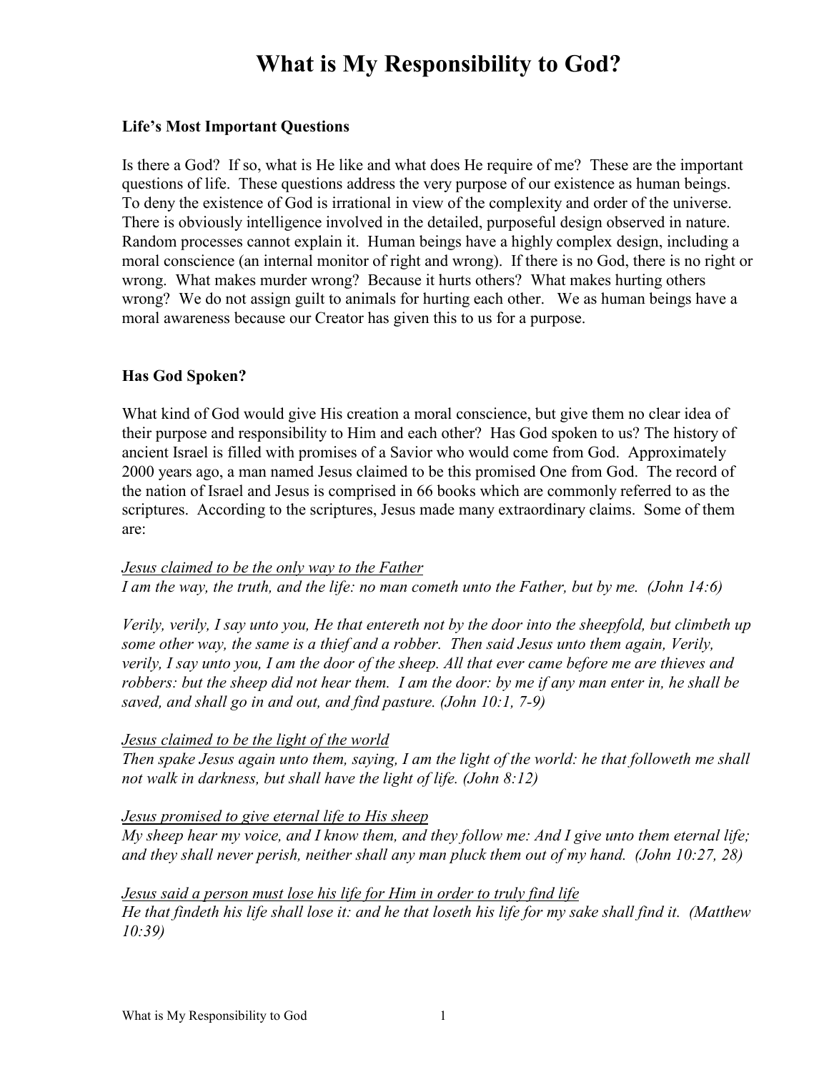# What is My Responsibility to God?

**Life's Most Important Questions**

Is there a God? If so, what is He like and what does He require of me? These are the important questions of life. These questions address the very purpose of our existence as human beings. To deny the existence of God is irrational in view of the complexity and order of the universe. There is obviously intelligence involved in the detailed, purposeful design observed in nature. Random processes cannot explain it. Human beings have a highly complex design, including a moral conscience (an internal monitor of right and wrong). If there is no God, there is no right or wrong. What makes murder wrong? Because it hurts others? What makes hurting others wrong? We do not assign guilt to animals for hurting each other. We as human beings have a moral awareness because our Creator has given this to us for a purpose.

**Has God Spoken?**

What kind of God would give His creation a moral conscience, but give them no clear idea of their purpose and responsibility to Him and each other? Has God spoken to us? The history of ancient Israel is filled with promises of a Savior who would come from God. Approximately 2000 years ago, a man named Jesus claimed to be this promised One from God. The record of the nation of Israel and Jesus is comprised in 66 books which are commonly referred to as the scriptures. According to the scriptures, Jesus made many extraordinary claims. Some of them are:

<u>*Jesus claimed to be the only way to the Father*</u>
*I am the way, the truth, and the life: no man cometh unto the Father, but by me. (John 14:6)*

*Verily, verily, I say unto you, He that entereth not by the door into the sheepfold, but climbeth up some other way, the same is a thief and a robber. Then said Jesus unto them again, Verily, verily, I say unto you, I am the door of the sheep. All that ever came before me are thieves and robbers: but the sheep did not hear them. I am the door: by me if any man enter in, he shall be saved, and shall go in and out, and find pasture. (John 10:1, 7-9)*

<u>*Jesus claimed to be the light of the world*</u>
*Then spake Jesus again unto them, saying, I am the light of the world: he that followeth me shall not walk in darkness, but shall have the light of life. (John 8:12)*

<u>*Jesus promised to give eternal life to His sheep*</u>
*My sheep hear my voice, and I know them, and they follow me: And I give unto them eternal life; and they shall never perish, neither shall any man pluck them out of my hand. (John 10:27, 28)*

<u>*Jesus said a person must lose his life for Him in order to truly find life*</u>
*He that findeth his life shall lose it: and he that loseth his life for my sake shall find it. (Matthew 10:39)*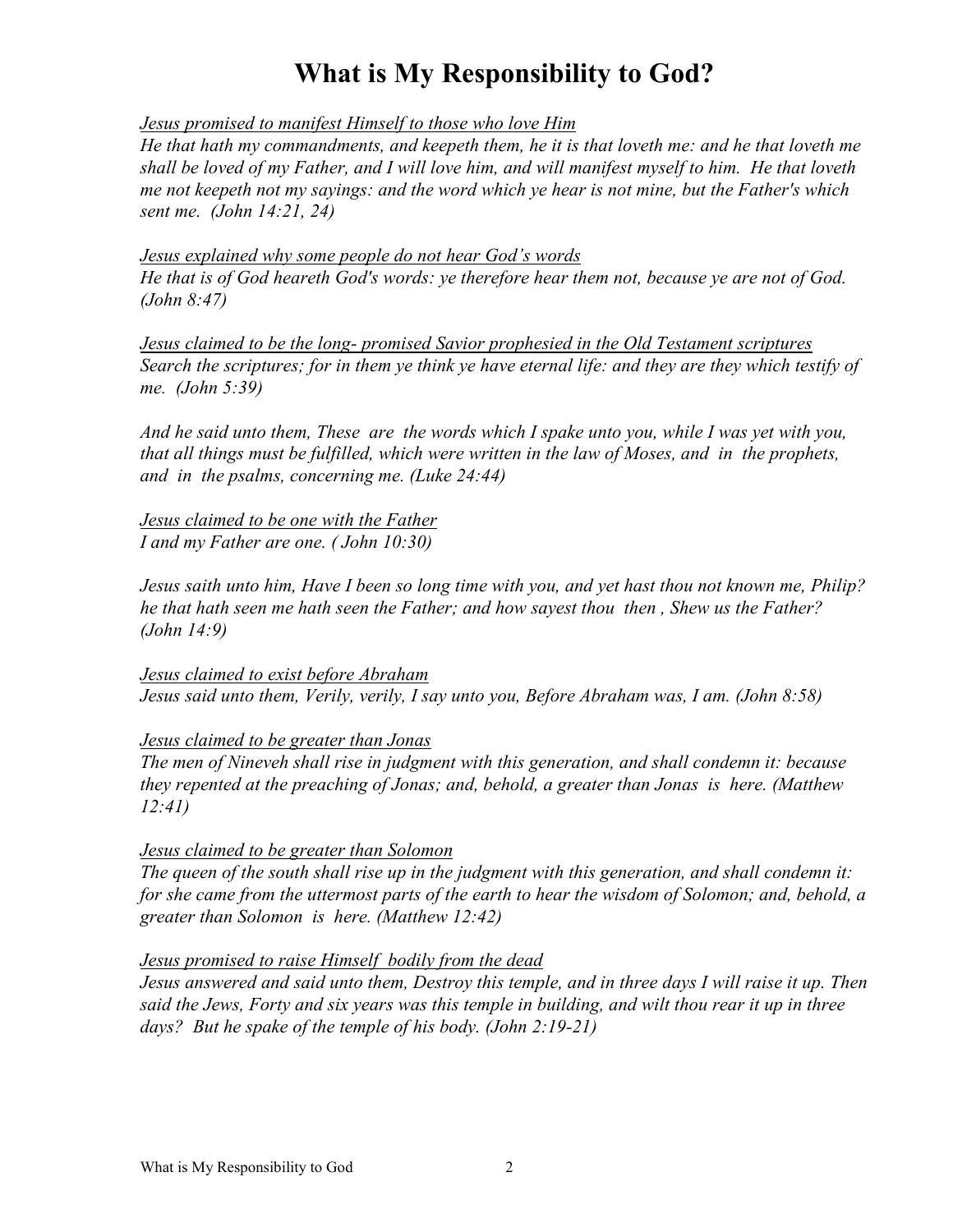# What is My Responsibility to God?

<u>*Jesus promised to manifest Himself to those who love Him*</u>
*He that hath my commandments, and keepeth them, he it is that loveth me: and he that loveth me shall be loved of my Father, and I will love him, and will manifest myself to him. He that loveth me not keepeth not my sayings: and the word which ye hear is not mine, but the Father's which sent me. (John 14:21, 24)*

<u>*Jesus explained why some people do not hear God's words*</u>
*He that is of God heareth God's words: ye therefore hear them not, because ye are not of God. (John 8:47)*

<u>*Jesus claimed to be the long- promised Savior prophesied in the Old Testament scriptures*</u>
*Search the scriptures; for in them ye think ye have eternal life: and they are they which testify of me. (John 5:39)*

*And he said unto them, These are the words which I spake unto you, while I was yet with you, that all things must be fulfilled, which were written in the law of Moses, and in the prophets, and in the psalms, concerning me. (Luke 24:44)*

<u>*Jesus claimed to be one with the Father*</u>
*I and my Father are one. ( John 10:30)*

*Jesus saith unto him, Have I been so long time with you, and yet hast thou not known me, Philip? he that hath seen me hath seen the Father; and how sayest thou then , Shew us the Father? (John 14:9)*

<u>*Jesus claimed to exist before Abraham*</u>
*Jesus said unto them, Verily, verily, I say unto you, Before Abraham was, I am. (John 8:58)*

<u>*Jesus claimed to be greater than Jonas*</u>
*The men of Nineveh shall rise in judgment with this generation, and shall condemn it: because they repented at the preaching of Jonas; and, behold, a greater than Jonas is here. (Matthew 12:41)*

<u>*Jesus claimed to be greater than Solomon*</u>
*The queen of the south shall rise up in the judgment with this generation, and shall condemn it: for she came from the uttermost parts of the earth to hear the wisdom of Solomon; and, behold, a greater than Solomon is here. (Matthew 12:42)*

<u>*Jesus promised to raise Himself bodily from the dead*</u>
*Jesus answered and said unto them, Destroy this temple, and in three days I will raise it up. Then said the Jews, Forty and six years was this temple in building, and wilt thou rear it up in three days? But he spake of the temple of his body. (John 2:19-21)*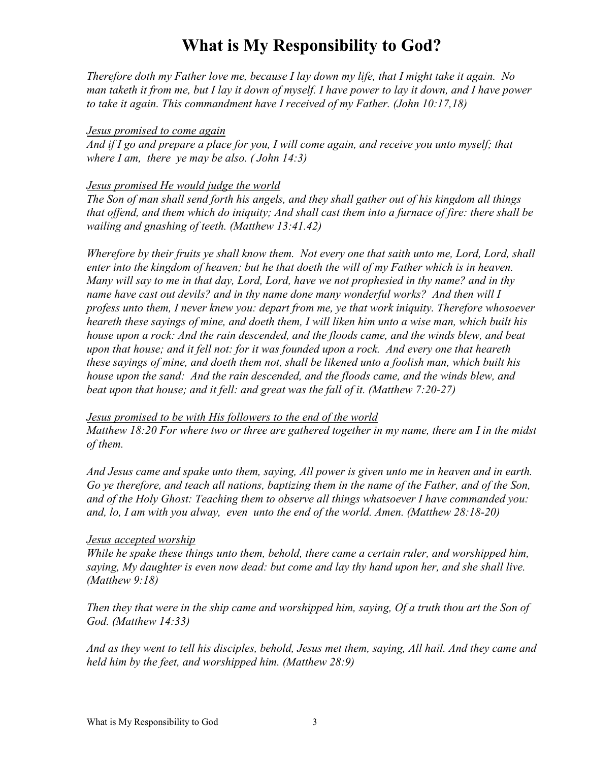# What is My Responsibility to God?

*Therefore doth my Father love me, because I lay down my life, that I might take it again. No man taketh it from me, but I lay it down of myself. I have power to lay it down, and I have power to take it again. This commandment have I received of my Father. (John 10:17,18)*

*<u>Jesus promised to come again</u>*
*And if I go and prepare a place for you, I will come again, and receive you unto myself; that where I am, there ye may be also. ( John 14:3)*

*<u>Jesus promised He would judge the world</u>*
*The Son of man shall send forth his angels, and they shall gather out of his kingdom all things that offend, and them which do iniquity; And shall cast them into a furnace of fire: there shall be wailing and gnashing of teeth. (Matthew 13:41.42)*

*Wherefore by their fruits ye shall know them. Not every one that saith unto me, Lord, Lord, shall enter into the kingdom of heaven; but he that doeth the will of my Father which is in heaven. Many will say to me in that day, Lord, Lord, have we not prophesied in thy name? and in thy name have cast out devils? and in thy name done many wonderful works? And then will I profess unto them, I never knew you: depart from me, ye that work iniquity. Therefore whosoever heareth these sayings of mine, and doeth them, I will liken him unto a wise man, which built his house upon a rock: And the rain descended, and the floods came, and the winds blew, and beat upon that house; and it fell not: for it was founded upon a rock. And every one that heareth these sayings of mine, and doeth them not, shall be likened unto a foolish man, which built his house upon the sand: And the rain descended, and the floods came, and the winds blew, and beat upon that house; and it fell: and great was the fall of it. (Matthew 7:20-27)*

*<u>Jesus promised to be with His followers to the end of the world</u>*
*Matthew 18:20 For where two or three are gathered together in my name, there am I in the midst of them.*

*And Jesus came and spake unto them, saying, All power is given unto me in heaven and in earth. Go ye therefore, and teach all nations, baptizing them in the name of the Father, and of the Son, and of the Holy Ghost: Teaching them to observe all things whatsoever I have commanded you: and, lo, I am with you alway, even unto the end of the world. Amen. (Matthew 28:18-20)*

*<u>Jesus accepted worship</u>*
*While he spake these things unto them, behold, there came a certain ruler, and worshipped him, saying, My daughter is even now dead: but come and lay thy hand upon her, and she shall live. (Matthew 9:18)*

*Then they that were in the ship came and worshipped him, saying, Of a truth thou art the Son of God. (Matthew 14:33)*

*And as they went to tell his disciples, behold, Jesus met them, saying, All hail. And they came and held him by the feet, and worshipped him. (Matthew 28:9)*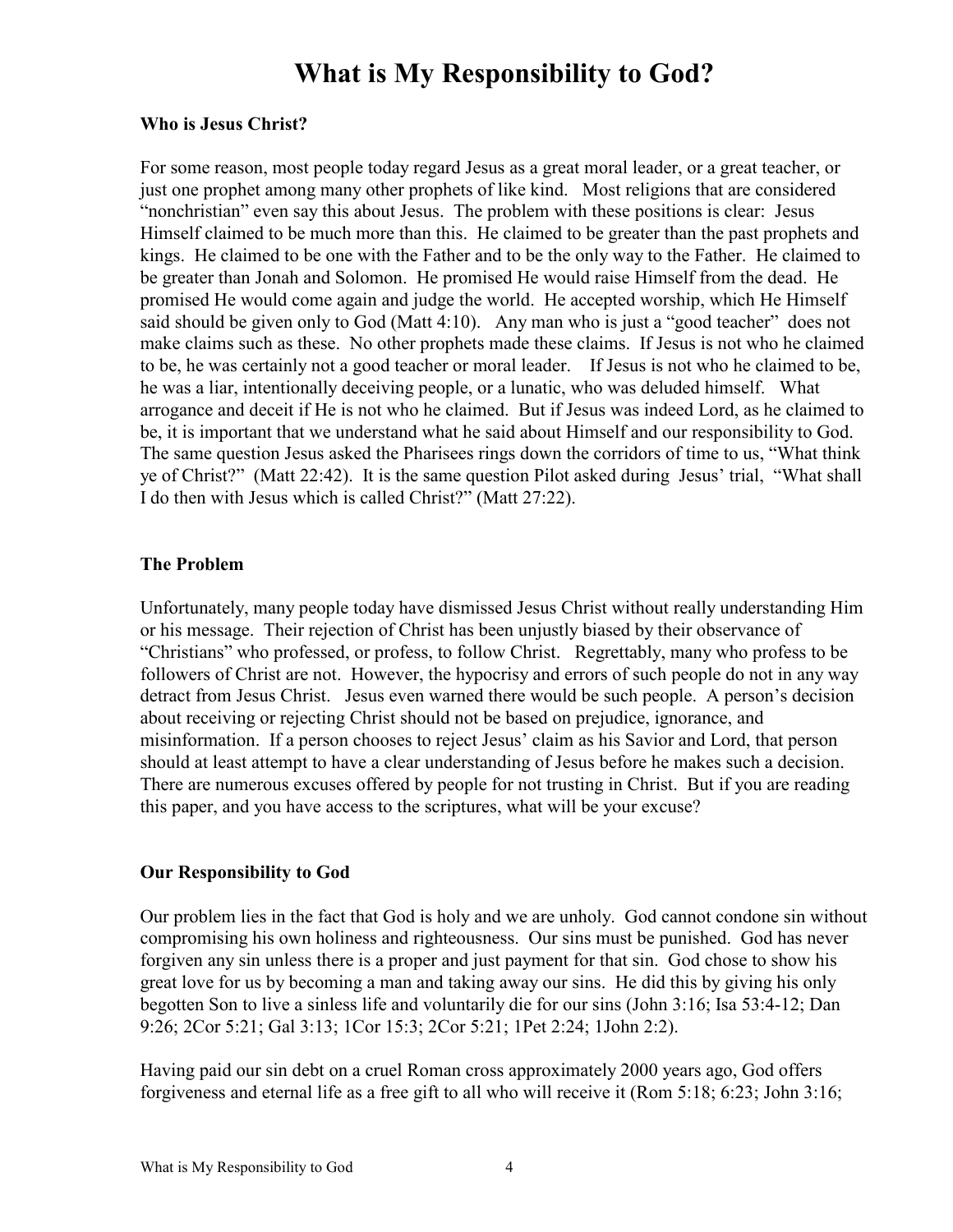# What is My Responsibility to God?

**Who is Jesus Christ?**

For some reason, most people today regard Jesus as a great moral leader, or a great teacher, or just one prophet among many other prophets of like kind. Most religions that are considered "nonchristian" even say this about Jesus. The problem with these positions is clear: Jesus Himself claimed to be much more than this. He claimed to be greater than the past prophets and kings. He claimed to be one with the Father and to be the only way to the Father. He claimed to be greater than Jonah and Solomon. He promised He would raise Himself from the dead. He promised He would come again and judge the world. He accepted worship, which He Himself said should be given only to God (Matt 4:10). Any man who is just a "good teacher" does not make claims such as these. No other prophets made these claims. If Jesus is not who he claimed to be, he was certainly not a good teacher or moral leader. If Jesus is not who he claimed to be, he was a liar, intentionally deceiving people, or a lunatic, who was deluded himself. What arrogance and deceit if He is not who he claimed. But if Jesus was indeed Lord, as he claimed to be, it is important that we understand what he said about Himself and our responsibility to God. The same question Jesus asked the Pharisees rings down the corridors of time to us, "What think ye of Christ?" (Matt 22:42). It is the same question Pilot asked during Jesus' trial, "What shall I do then with Jesus which is called Christ?" (Matt 27:22).

**The Problem**

Unfortunately, many people today have dismissed Jesus Christ without really understanding Him or his message. Their rejection of Christ has been unjustly biased by their observance of "Christians" who professed, or profess, to follow Christ. Regrettably, many who profess to be followers of Christ are not. However, the hypocrisy and errors of such people do not in any way detract from Jesus Christ. Jesus even warned there would be such people. A person's decision about receiving or rejecting Christ should not be based on prejudice, ignorance, and misinformation. If a person chooses to reject Jesus' claim as his Savior and Lord, that person should at least attempt to have a clear understanding of Jesus before he makes such a decision. There are numerous excuses offered by people for not trusting in Christ. But if you are reading this paper, and you have access to the scriptures, what will be your excuse?

**Our Responsibility to God**

Our problem lies in the fact that God is holy and we are unholy. God cannot condone sin without compromising his own holiness and righteousness. Our sins must be punished. God has never forgiven any sin unless there is a proper and just payment for that sin. God chose to show his great love for us by becoming a man and taking away our sins. He did this by giving his only begotten Son to live a sinless life and voluntarily die for our sins (John 3:16; Isa 53:4-12; Dan 9:26; 2Cor 5:21; Gal 3:13; 1Cor 15:3; 2Cor 5:21; 1Pet 2:24; 1John 2:2).

Having paid our sin debt on a cruel Roman cross approximately 2000 years ago, God offers forgiveness and eternal life as a free gift to all who will receive it (Rom 5:18; 6:23; John 3:16;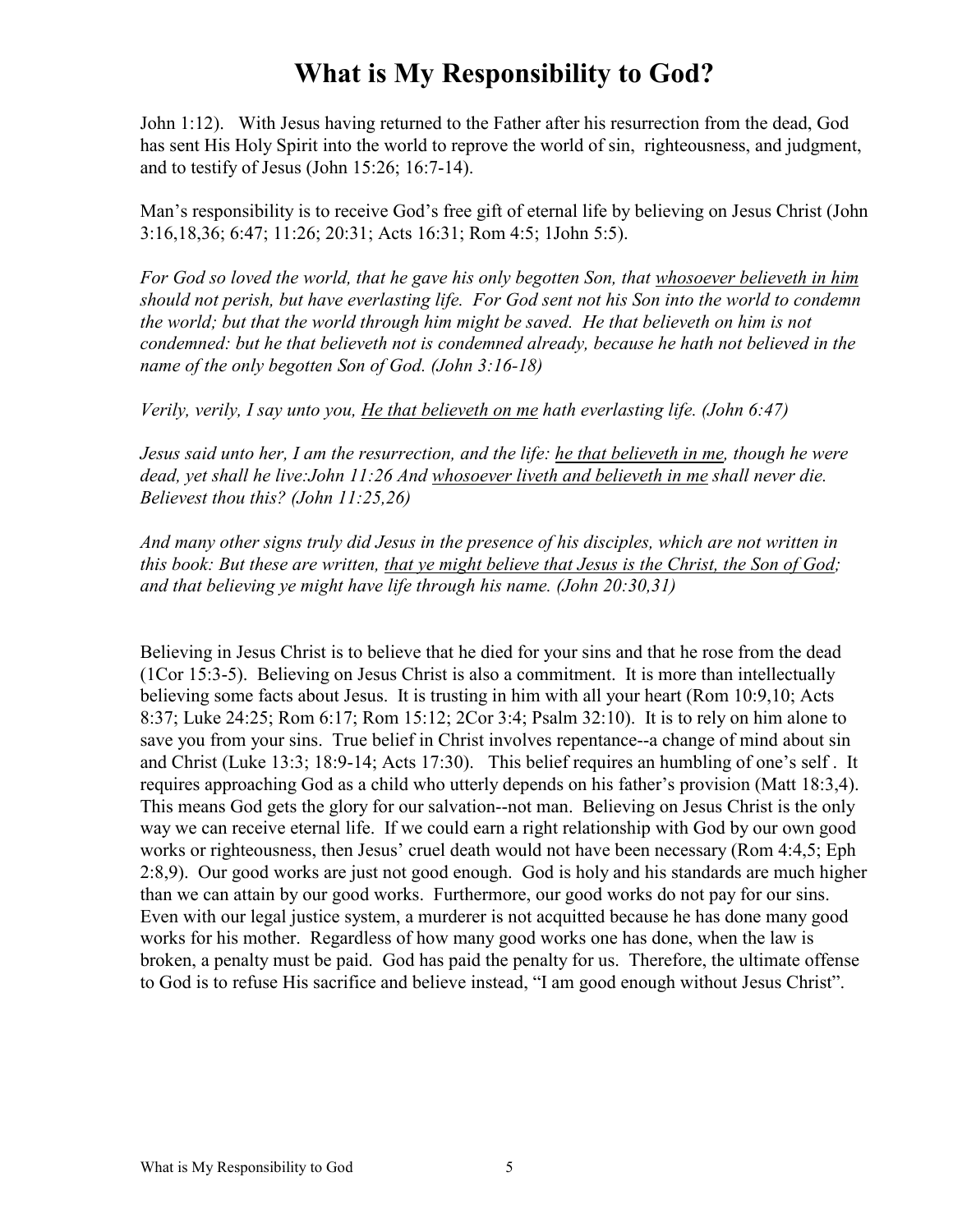John 1:12). With Jesus having returned to the Father after his resurrection from the dead, God has sent His Holy Spirit into the world to reprove the world of sin, righteousness, and judgment, and to testify of Jesus (John 15:26; 16:7-14).

Man's responsibility is to receive God's free gift of eternal life by believing on Jesus Christ (John 3:16,18,36; 6:47; 11:26; 20:31; Acts 16:31; Rom 4:5; 1John 5:5).

*For God so loved the world, that he gave his only begotten Son, that <u>whosoever believeth in him</u> should not perish, but have everlasting life. For God sent not his Son into the world to condemn the world; but that the world through him might be saved. He that believeth on him is not condemned: but he that believeth not is condemned already, because he hath not believed in the name of the only begotten Son of God. (John 3:16-18)*

*Verily, verily, I say unto you, <u>He that believeth on me</u> hath everlasting life. (John 6:47)*

*Jesus said unto her, I am the resurrection, and the life: <u>he that believeth in me</u>, though he were dead, yet shall he live:John 11:26 And <u>whosoever liveth and believeth in me</u> shall never die. Believest thou this? (John 11:25,26)*

*And many other signs truly did Jesus in the presence of his disciples, which are not written in this book: But these are written, <u>that ye might believe that Jesus is the Christ, the Son of God</u>; and that believing ye might have life through his name. (John 20:30,31)*

Believing in Jesus Christ is to believe that he died for your sins and that he rose from the dead (1Cor 15:3-5). Believing on Jesus Christ is also a commitment. It is more than intellectually believing some facts about Jesus. It is trusting in him with all your heart (Rom 10:9,10; Acts 8:37; Luke 24:25; Rom 6:17; Rom 15:12; 2Cor 3:4; Psalm 32:10). It is to rely on him alone to save you from your sins. True belief in Christ involves repentance--a change of mind about sin and Christ (Luke 13:3; 18:9-14; Acts 17:30). This belief requires an humbling of one's self . It requires approaching God as a child who utterly depends on his father's provision (Matt 18:3,4). This means God gets the glory for our salvation--not man. Believing on Jesus Christ is the only way we can receive eternal life. If we could earn a right relationship with God by our own good works or righteousness, then Jesus' cruel death would not have been necessary (Rom 4:4,5; Eph 2:8,9). Our good works are just not good enough. God is holy and his standards are much higher than we can attain by our good works. Furthermore, our good works do not pay for our sins. Even with our legal justice system, a murderer is not acquitted because he has done many good works for his mother. Regardless of how many good works one has done, when the law is broken, a penalty must be paid. God has paid the penalty for us. Therefore, the ultimate offense to God is to refuse His sacrifice and believe instead, "I am good enough without Jesus Christ".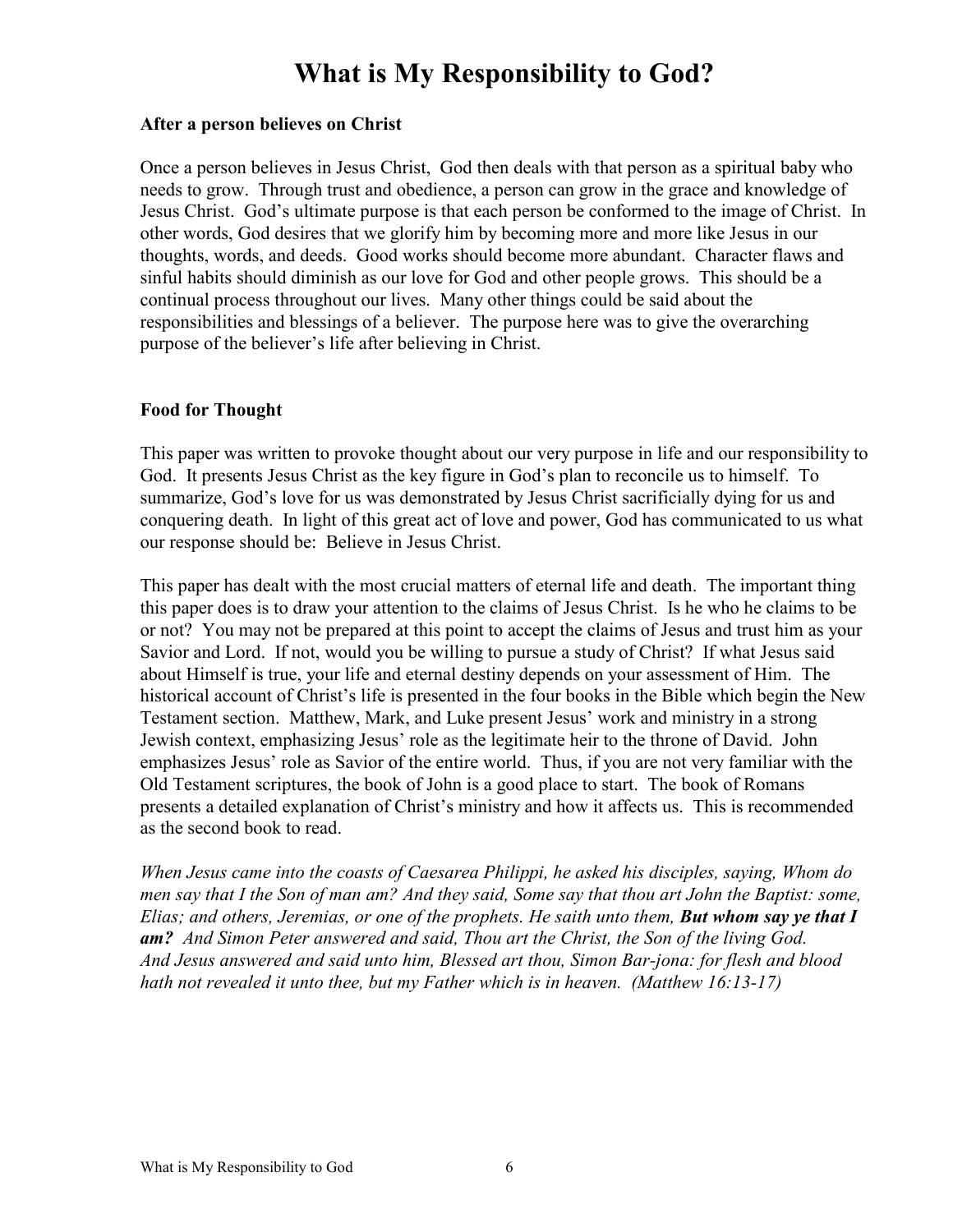# What is My Responsibility to God?

**After a person believes on Christ**

Once a person believes in Jesus Christ, God then deals with that person as a spiritual baby who needs to grow. Through trust and obedience, a person can grow in the grace and knowledge of Jesus Christ. God's ultimate purpose is that each person be conformed to the image of Christ. In other words, God desires that we glorify him by becoming more and more like Jesus in our thoughts, words, and deeds. Good works should become more abundant. Character flaws and sinful habits should diminish as our love for God and other people grows. This should be a continual process throughout our lives. Many other things could be said about the responsibilities and blessings of a believer. The purpose here was to give the overarching purpose of the believer's life after believing in Christ.

**Food for Thought**

This paper was written to provoke thought about our very purpose in life and our responsibility to God. It presents Jesus Christ as the key figure in God's plan to reconcile us to himself. To summarize, God's love for us was demonstrated by Jesus Christ sacrificially dying for us and conquering death. In light of this great act of love and power, God has communicated to us what our response should be: Believe in Jesus Christ.

This paper has dealt with the most crucial matters of eternal life and death. The important thing this paper does is to draw your attention to the claims of Jesus Christ. Is he who he claims to be or not? You may not be prepared at this point to accept the claims of Jesus and trust him as your Savior and Lord. If not, would you be willing to pursue a study of Christ? If what Jesus said about Himself is true, your life and eternal destiny depends on your assessment of Him. The historical account of Christ's life is presented in the four books in the Bible which begin the New Testament section. Matthew, Mark, and Luke present Jesus' work and ministry in a strong Jewish context, emphasizing Jesus' role as the legitimate heir to the throne of David. John emphasizes Jesus' role as Savior of the entire world. Thus, if you are not very familiar with the Old Testament scriptures, the book of John is a good place to start. The book of Romans presents a detailed explanation of Christ's ministry and how it affects us. This is recommended as the second book to read.

*When Jesus came into the coasts of Caesarea Philippi, he asked his disciples, saying, Whom do men say that I the Son of man am? And they said, Some say that thou art John the Baptist: some, Elias; and others, Jeremias, or one of the prophets. He saith unto them,* ***But whom say ye that I am?*** *And Simon Peter answered and said, Thou art the Christ, the Son of the living God. And Jesus answered and said unto him, Blessed art thou, Simon Bar-jona: for flesh and blood hath not revealed it unto thee, but my Father which is in heaven. (Matthew 16:13-17)*